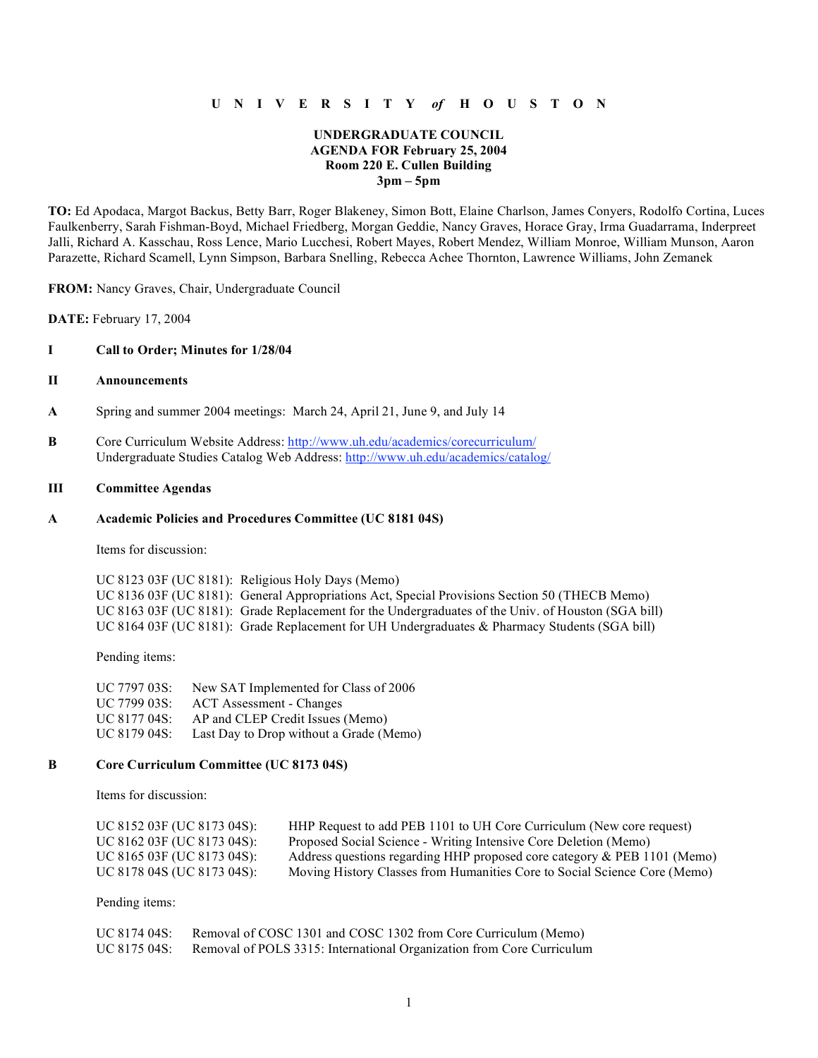# UNIVERSITY *of* HOUSTON

**UNDERGRADUATE COUNCIL**
**AGENDA FOR February 25, 2004**
**Room 220 E. Cullen Building**
**3pm – 5pm**

**TO:** Ed Apodaca, Margot Backus, Betty Barr, Roger Blakeney, Simon Bott, Elaine Charlson, James Conyers, Rodolfo Cortina, Luces Faulkenberry, Sarah Fishman-Boyd, Michael Friedberg, Morgan Geddie, Nancy Graves, Horace Gray, Irma Guadarrama, Inderpreet Jalli, Richard A. Kasschau, Ross Lence, Mario Lucchesi, Robert Mayes, Robert Mendez, William Monroe, William Munson, Aaron Parazette, Richard Scamell, Lynn Simpson, Barbara Snelling, Rebecca Achee Thornton, Lawrence Williams, John Zemanek

**FROM:** Nancy Graves, Chair, Undergraduate Council

**DATE:** February 17, 2004

## I Call to Order; Minutes for 1/28/04

## II Announcements

**A** Spring and summer 2004 meetings: March 24, April 21, June 9, and July 14

**B** Core Curriculum Website Address: http://www.uh.edu/academics/corecurriculum/
Undergraduate Studies Catalog Web Address: http://www.uh.edu/academics/catalog/

## III Committee Agendas

### A Academic Policies and Procedures Committee (UC 8181 04S)

Items for discussion:

UC 8123 03F (UC 8181): Religious Holy Days (Memo)
UC 8136 03F (UC 8181): General Appropriations Act, Special Provisions Section 50 (THECB Memo)
UC 8163 03F (UC 8181): Grade Replacement for the Undergraduates of the Univ. of Houston (SGA bill)
UC 8164 03F (UC 8181): Grade Replacement for UH Undergraduates & Pharmacy Students (SGA bill)

Pending items:

UC 7797 03S: New SAT Implemented for Class of 2006
UC 7799 03S: ACT Assessment - Changes
UC 8177 04S: AP and CLEP Credit Issues (Memo)
UC 8179 04S: Last Day to Drop without a Grade (Memo)

### B Core Curriculum Committee (UC 8173 04S)

Items for discussion:

UC 8152 03F (UC 8173 04S): HHP Request to add PEB 1101 to UH Core Curriculum (New core request)
UC 8162 03F (UC 8173 04S): Proposed Social Science - Writing Intensive Core Deletion (Memo)
UC 8165 03F (UC 8173 04S): Address questions regarding HHP proposed core category & PEB 1101 (Memo)
UC 8178 04S (UC 8173 04S): Moving History Classes from Humanities Core to Social Science Core (Memo)

Pending items:

UC 8174 04S: Removal of COSC 1301 and COSC 1302 from Core Curriculum (Memo)
UC 8175 04S: Removal of POLS 3315: International Organization from Core Curriculum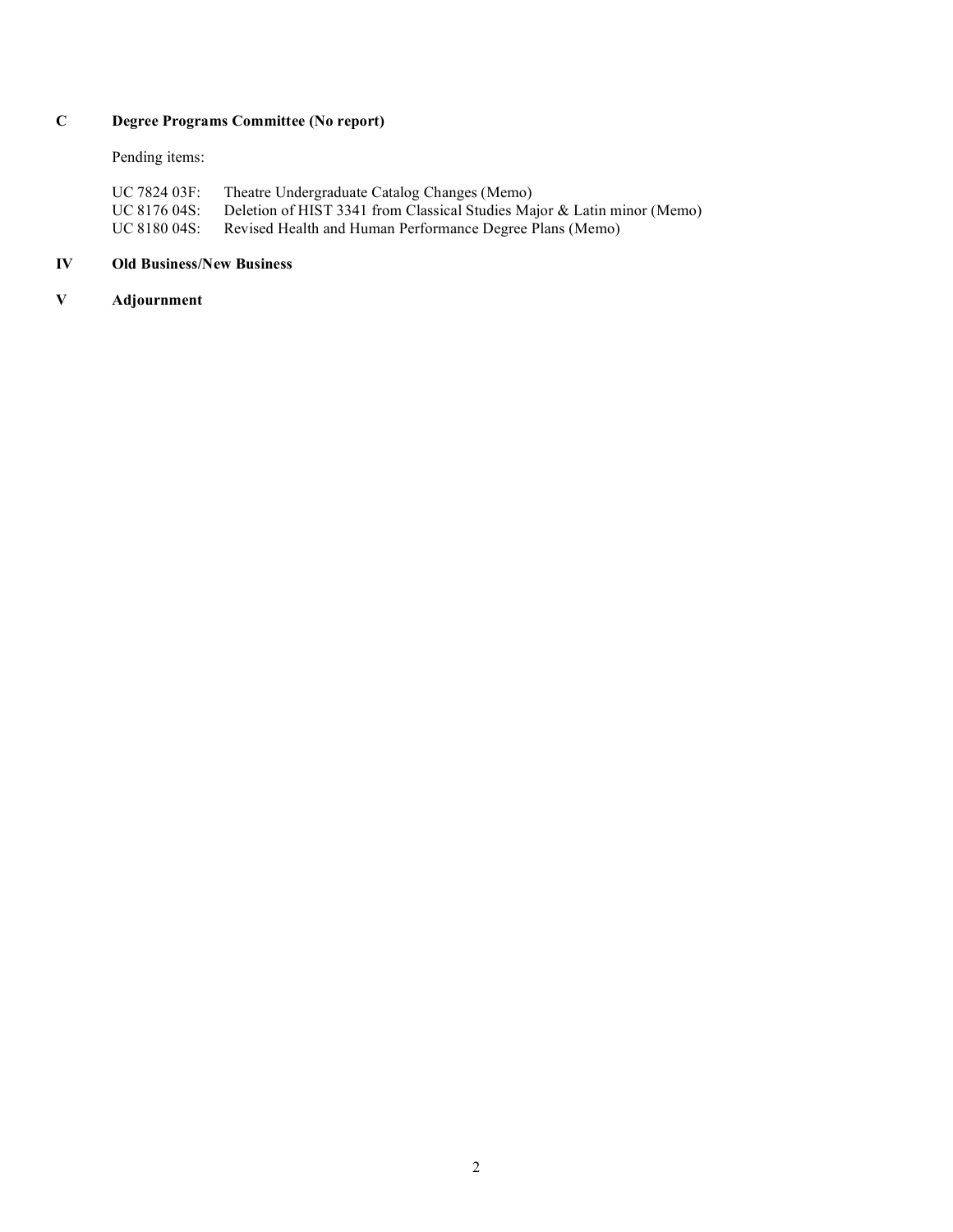**C Degree Programs Committee (No report)**

Pending items:

UC 7824 03F: Theatre Undergraduate Catalog Changes (Memo)
UC 8176 04S: Deletion of HIST 3341 from Classical Studies Major & Latin minor (Memo)
UC 8180 04S: Revised Health and Human Performance Degree Plans (Memo)

**IV Old Business/New Business**

**V Adjournment**